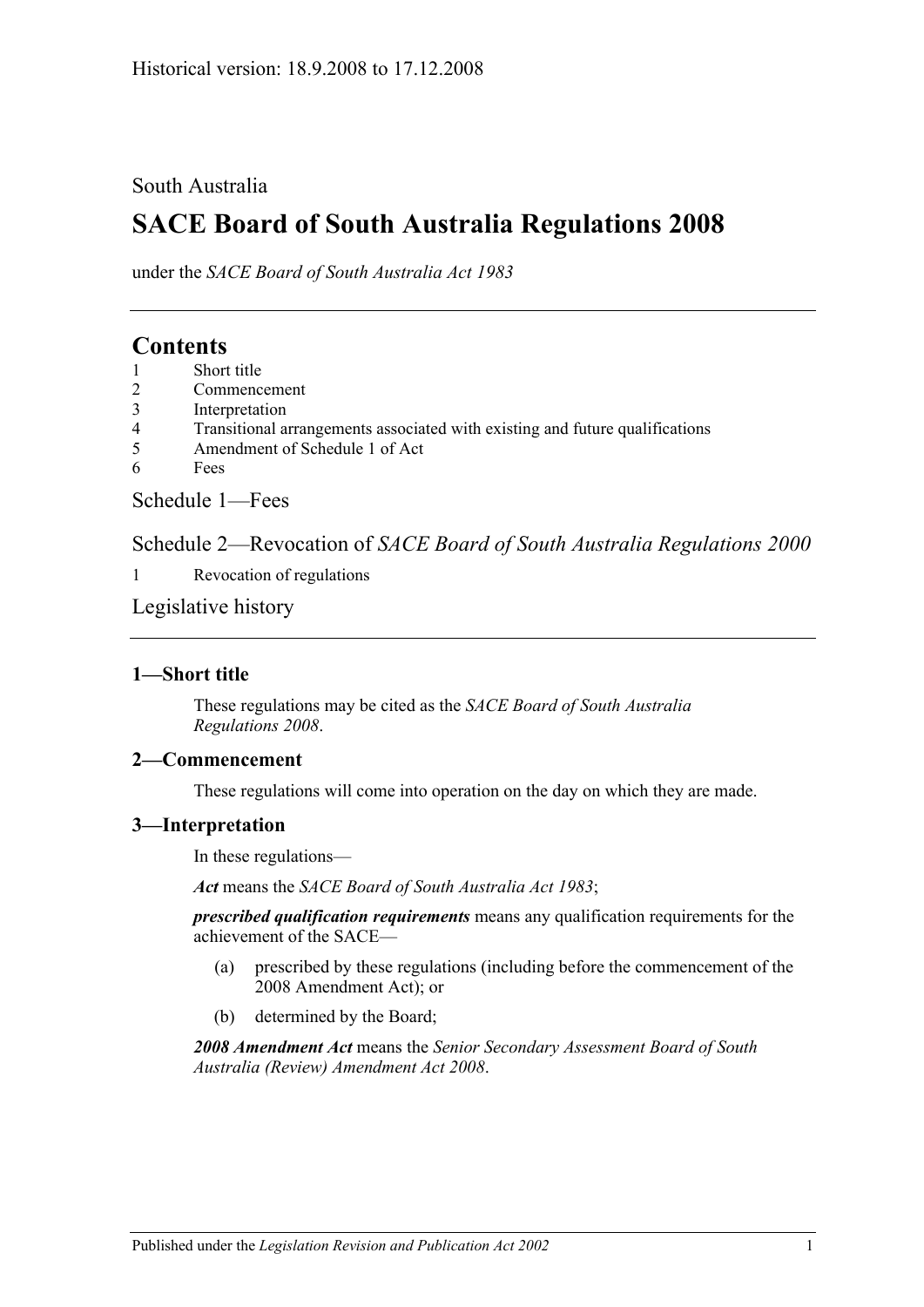South Australia

# SACE Board of South Australia Regulations 2008

under the *SACE Board of South Australia Act 1983*

## Contents

1 Short title
2 Commencement
3 Interpretation
4 Transitional arrangements associated with existing and future qualifications
5 Amendment of Schedule 1 of Act
6 Fees

Schedule 1—Fees

Schedule 2—Revocation of *SACE Board of South Australia Regulations 2000*

1 Revocation of regulations

Legislative history

### 1—Short title

These regulations may be cited as the *SACE Board of South Australia Regulations 2008*.

### 2—Commencement

These regulations will come into operation on the day on which they are made.

### 3—Interpretation

In these regulations—

***Act*** means the *SACE Board of South Australia Act 1983*;

***prescribed qualification requirements*** means any qualification requirements for the achievement of the SACE—

(a) prescribed by these regulations (including before the commencement of the 2008 Amendment Act); or

(b) determined by the Board;

***2008 Amendment Act*** means the *Senior Secondary Assessment Board of South Australia (Review) Amendment Act 2008*.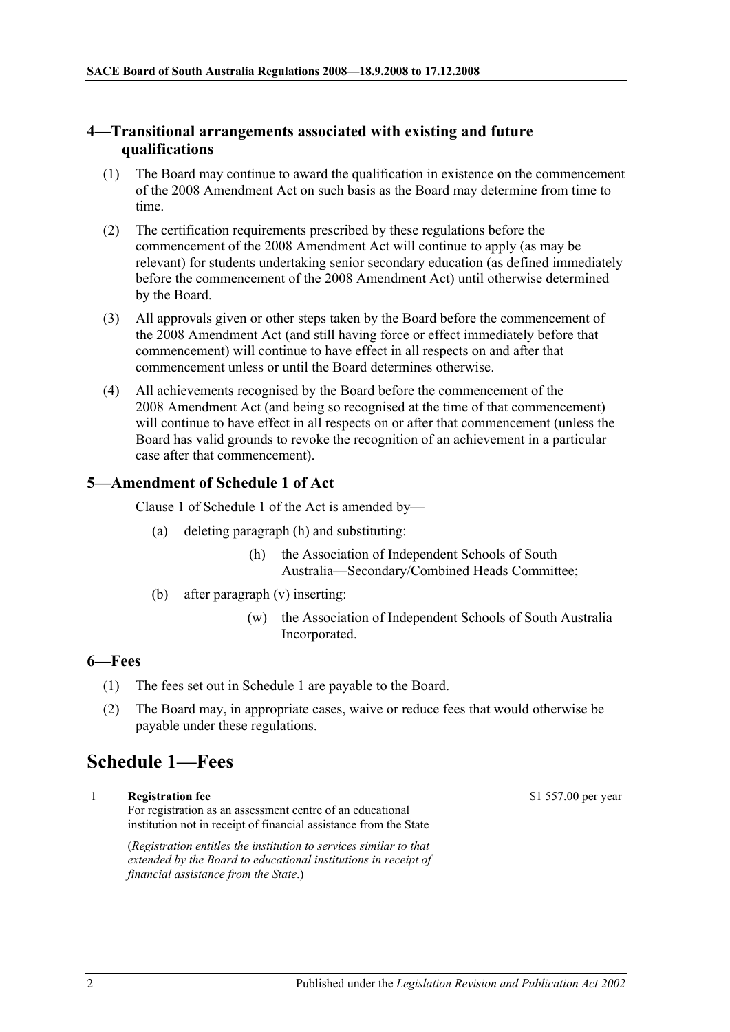## 4—Transitional arrangements associated with existing and future qualifications

(1) The Board may continue to award the qualification in existence on the commencement of the 2008 Amendment Act on such basis as the Board may determine from time to time.

(2) The certification requirements prescribed by these regulations before the commencement of the 2008 Amendment Act will continue to apply (as may be relevant) for students undertaking senior secondary education (as defined immediately before the commencement of the 2008 Amendment Act) until otherwise determined by the Board.

(3) All approvals given or other steps taken by the Board before the commencement of the 2008 Amendment Act (and still having force or effect immediately before that commencement) will continue to have effect in all respects on and after that commencement unless or until the Board determines otherwise.

(4) All achievements recognised by the Board before the commencement of the 2008 Amendment Act (and being so recognised at the time of that commencement) will continue to have effect in all respects on or after that commencement (unless the Board has valid grounds to revoke the recognition of an achievement in a particular case after that commencement).

## 5—Amendment of Schedule 1 of Act

Clause 1 of Schedule 1 of the Act is amended by—

(a) deleting paragraph (h) and substituting:

> (h) the Association of Independent Schools of South Australia—Secondary/Combined Heads Committee;

(b) after paragraph (v) inserting:

> (w) the Association of Independent Schools of South Australia Incorporated.

## 6—Fees

(1) The fees set out in Schedule 1 are payable to the Board.

(2) The Board may, in appropriate cases, waive or reduce fees that would otherwise be payable under these regulations.

# Schedule 1—Fees

| | | |
|---|---|---|
| 1 | **Registration fee**<br>For registration as an assessment centre of an educational institution not in receipt of financial assistance from the State<br><br>(*Registration entitles the institution to services similar to that extended by the Board to educational institutions in receipt of financial assistance from the State*.) | \$1 557.00 per year |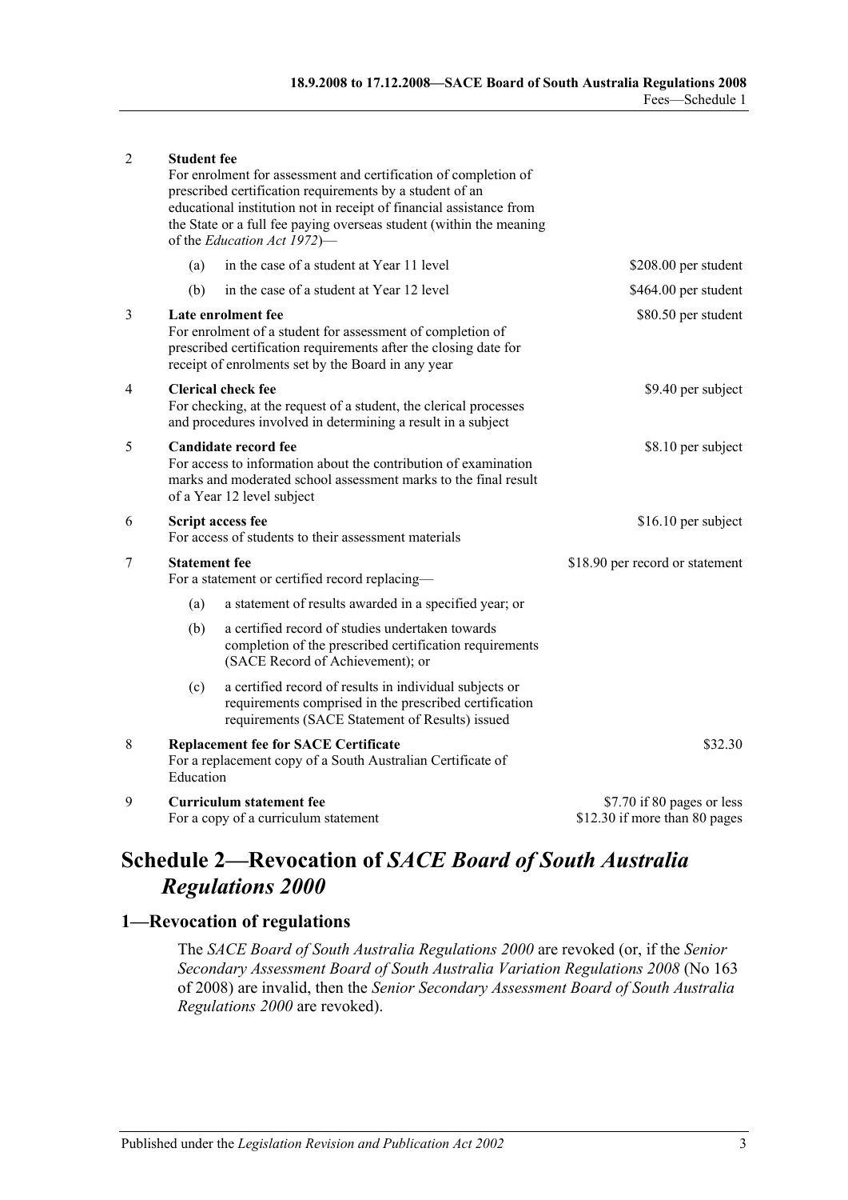| | | |
|---|---|---|
| 2 | **Student fee**<br>For enrolment for assessment and certification of completion of prescribed certification requirements by a student of an educational institution not in receipt of financial assistance from the State or a full fee paying overseas student (within the meaning of the *Education Act 1972*)— | |
| | (a) in the case of a student at Year 11 level | $208.00 per student |
| | (b) in the case of a student at Year 12 level | $464.00 per student |
| 3 | **Late enrolment fee**<br>For enrolment of a student for assessment of completion of prescribed certification requirements after the closing date for receipt of enrolments set by the Board in any year | $80.50 per student |
| 4 | **Clerical check fee**<br>For checking, at the request of a student, the clerical processes and procedures involved in determining a result in a subject | $9.40 per subject |
| 5 | **Candidate record fee**<br>For access to information about the contribution of examination marks and moderated school assessment marks to the final result of a Year 12 level subject | $8.10 per subject |
| 6 | **Script access fee**<br>For access of students to their assessment materials | $16.10 per subject |
| 7 | **Statement fee**<br>For a statement or certified record replacing— | $18.90 per record or statement |
| | (a) a statement of results awarded in a specified year; or | |
| | (b) a certified record of studies undertaken towards completion of the prescribed certification requirements (SACE Record of Achievement); or | |
| | (c) a certified record of results in individual subjects or requirements comprised in the prescribed certification requirements (SACE Statement of Results) issued | |
| 8 | **Replacement fee for SACE Certificate**<br>For a replacement copy of a South Australian Certificate of Education | $32.30 |
| 9 | **Curriculum statement fee**<br>For a copy of a curriculum statement | $7.70 if 80 pages or less<br>$12.30 if more than 80 pages |

# Schedule 2—Revocation of *SACE Board of South Australia Regulations 2000*

## 1—Revocation of regulations

The *SACE Board of South Australia Regulations 2000* are revoked (or, if the *Senior Secondary Assessment Board of South Australia Variation Regulations 2008* (No 163 of 2008) are invalid, then the *Senior Secondary Assessment Board of South Australia Regulations 2000* are revoked).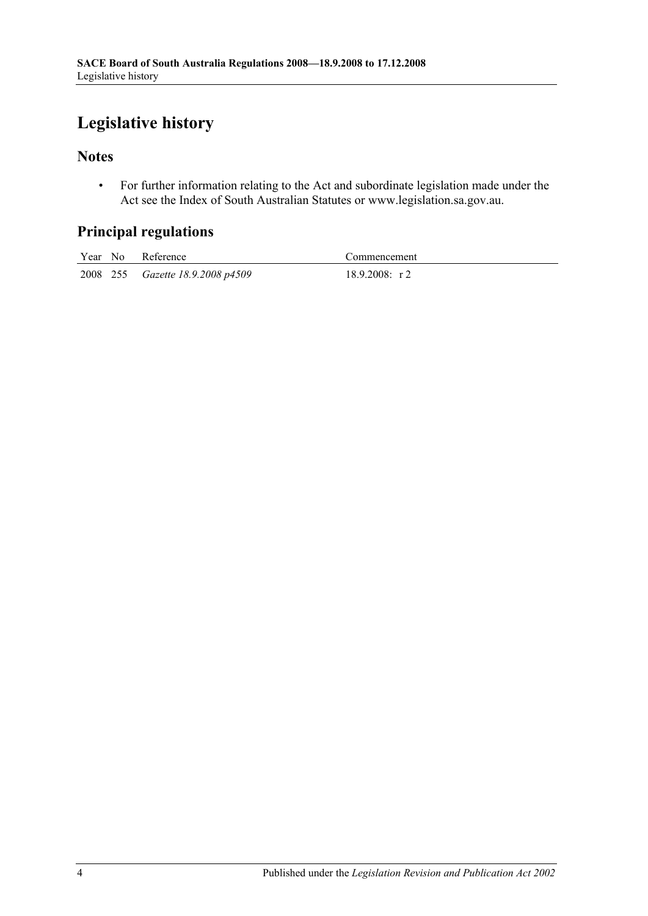# Legislative history

## Notes

- For further information relating to the Act and subordinate legislation made under the Act see the Index of South Australian Statutes or www.legislation.sa.gov.au.

## Principal regulations

| Year | No | Reference | Commencement |
|---|---|---|---|
| 2008 | 255 | *Gazette 18.9.2008 p4509* | 18.9.2008: r 2 |